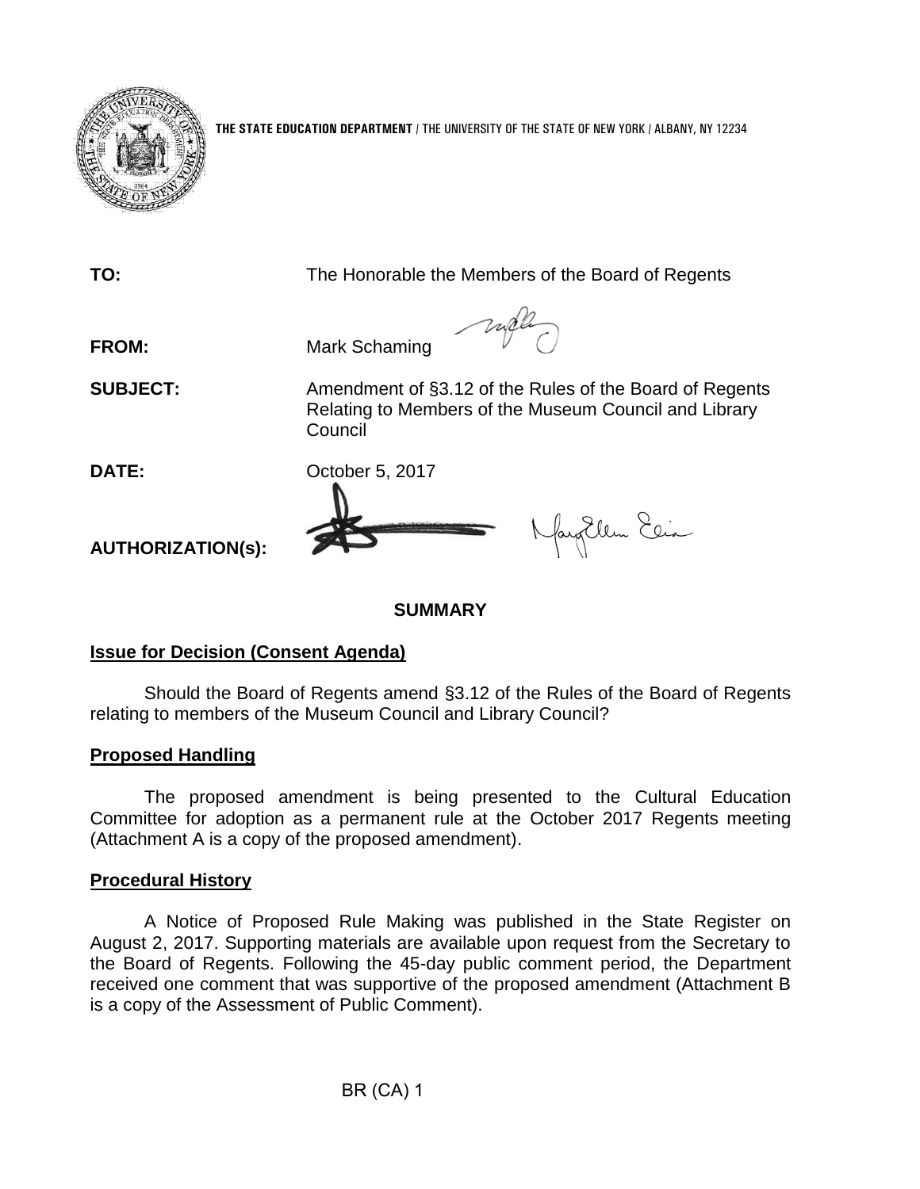**THE STATE EDUCATION DEPARTMENT** / THE UNIVERSITY OF THE STATE OF NEW YORK / ALBANY, NY 12234

**TO:** The Honorable the Members of the Board of Regents

**FROM:** Mark Schaming

**SUBJECT:** Amendment of §3.12 of the Rules of the Board of Regents Relating to Members of the Museum Council and Library Council

**DATE:** October 5, 2017

**AUTHORIZATION(s):**

## SUMMARY

### Issue for Decision (Consent Agenda)

Should the Board of Regents amend §3.12 of the Rules of the Board of Regents relating to members of the Museum Council and Library Council?

### Proposed Handling

The proposed amendment is being presented to the Cultural Education Committee for adoption as a permanent rule at the October 2017 Regents meeting (Attachment A is a copy of the proposed amendment).

### Procedural History

A Notice of Proposed Rule Making was published in the State Register on August 2, 2017. Supporting materials are available upon request from the Secretary to the Board of Regents. Following the 45-day public comment period, the Department received one comment that was supportive of the proposed amendment (Attachment B is a copy of the Assessment of Public Comment).

BR (CA) 1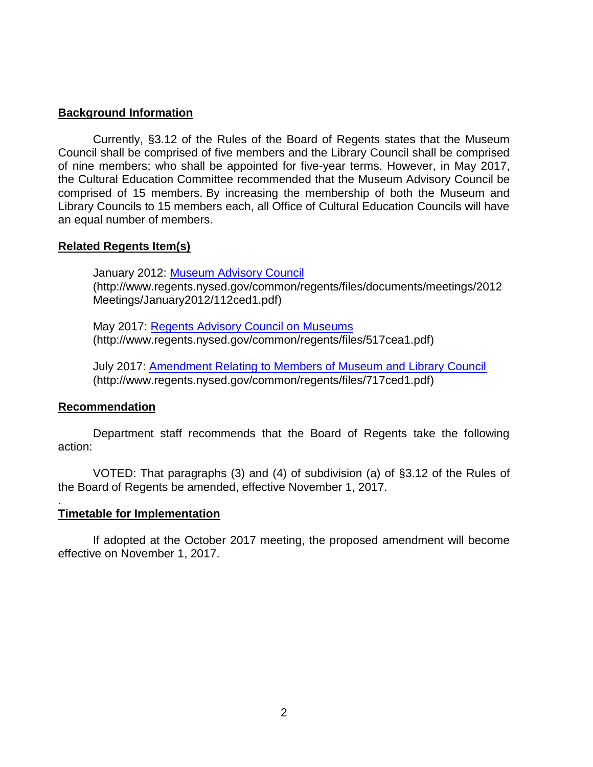**Background Information**

Currently, §3.12 of the Rules of the Board of Regents states that the Museum Council shall be comprised of five members and the Library Council shall be comprised of nine members; who shall be appointed for five-year terms. However, in May 2017, the Cultural Education Committee recommended that the Museum Advisory Council be comprised of 15 members. By increasing the membership of both the Museum and Library Councils to 15 members each, all Office of Cultural Education Councils will have an equal number of members.

**Related Regents Item(s)**

January 2012: [Museum Advisory Council](http://www.regents.nysed.gov/common/regents/files/documents/meetings/2012Meetings/January2012/112ced1.pdf) (http://www.regents.nysed.gov/common/regents/files/documents/meetings/2012Meetings/January2012/112ced1.pdf)

May 2017: [Regents Advisory Council on Museums](http://www.regents.nysed.gov/common/regents/files/517cea1.pdf) (http://www.regents.nysed.gov/common/regents/files/517cea1.pdf)

July 2017: [Amendment Relating to Members of Museum and Library Council](http://www.regents.nysed.gov/common/regents/files/717ced1.pdf) (http://www.regents.nysed.gov/common/regents/files/717ced1.pdf)

**Recommendation**

Department staff recommends that the Board of Regents take the following action:

VOTED: That paragraphs (3) and (4) of subdivision (a) of §3.12 of the Rules of the Board of Regents be amended, effective November 1, 2017.

**Timetable for Implementation**

If adopted at the October 2017 meeting, the proposed amendment will become effective on November 1, 2017.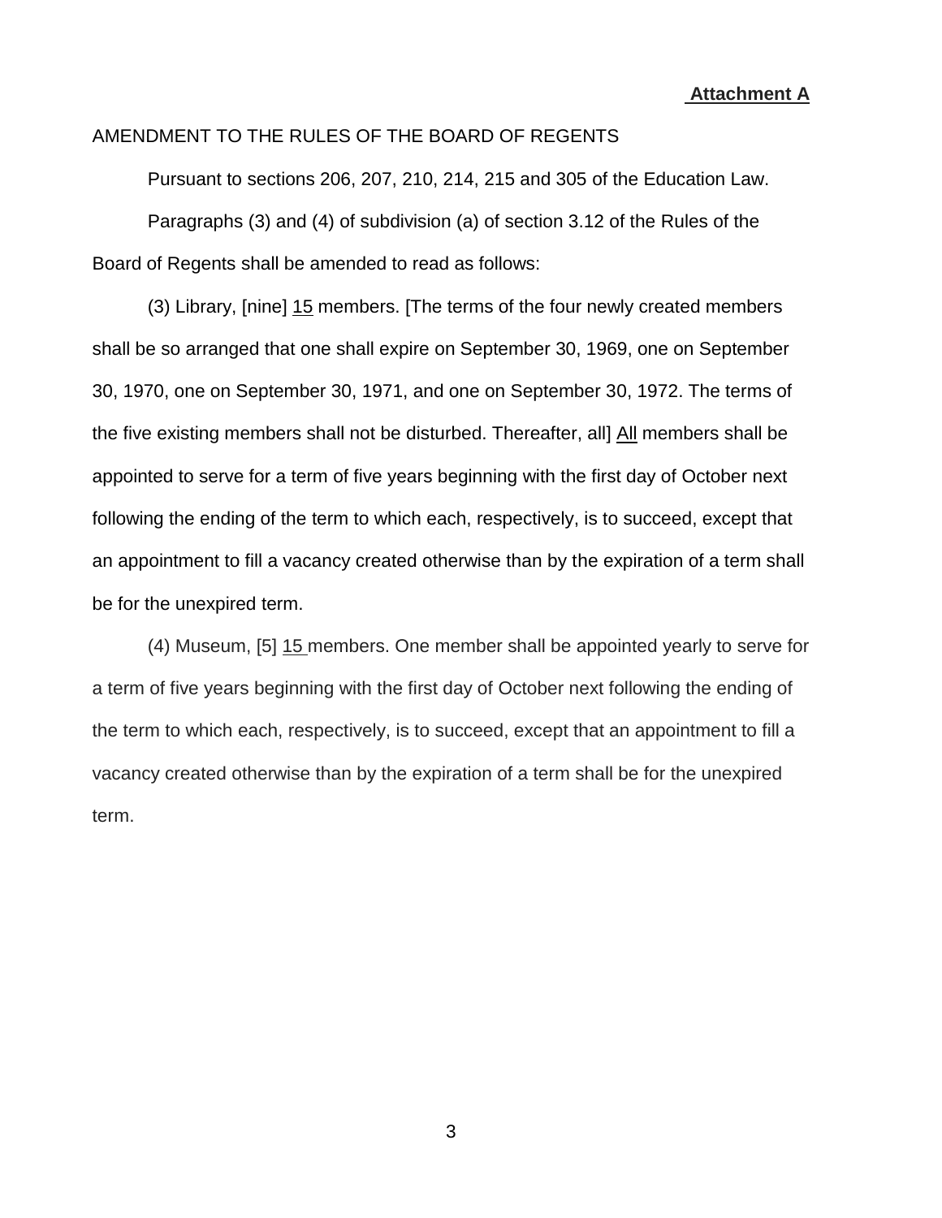**Attachment A**

AMENDMENT TO THE RULES OF THE BOARD OF REGENTS

Pursuant to sections 206, 207, 210, 214, 215 and 305 of the Education Law.

Paragraphs (3) and (4) of subdivision (a) of section 3.12 of the Rules of the Board of Regents shall be amended to read as follows:

(3) Library, [nine] <u>15</u> members. [The terms of the four newly created members shall be so arranged that one shall expire on September 30, 1969, one on September 30, 1970, one on September 30, 1971, and one on September 30, 1972. The terms of the five existing members shall not be disturbed. Thereafter, all] <u>All</u> members shall be appointed to serve for a term of five years beginning with the first day of October next following the ending of the term to which each, respectively, is to succeed, except that an appointment to fill a vacancy created otherwise than by the expiration of a term shall be for the unexpired term.

(4) Museum, [5] <u>15</u> members. One member shall be appointed yearly to serve for a term of five years beginning with the first day of October next following the ending of the term to which each, respectively, is to succeed, except that an appointment to fill a vacancy created otherwise than by the expiration of a term shall be for the unexpired term.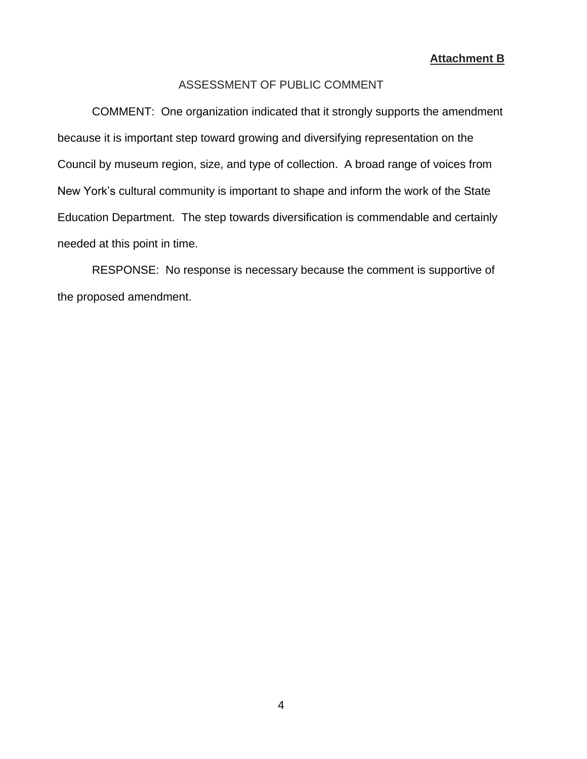**Attachment B**

ASSESSMENT OF PUBLIC COMMENT

COMMENT: One organization indicated that it strongly supports the amendment because it is important step toward growing and diversifying representation on the Council by museum region, size, and type of collection. A broad range of voices from New York's cultural community is important to shape and inform the work of the State Education Department. The step towards diversification is commendable and certainly needed at this point in time.

RESPONSE: No response is necessary because the comment is supportive of the proposed amendment.